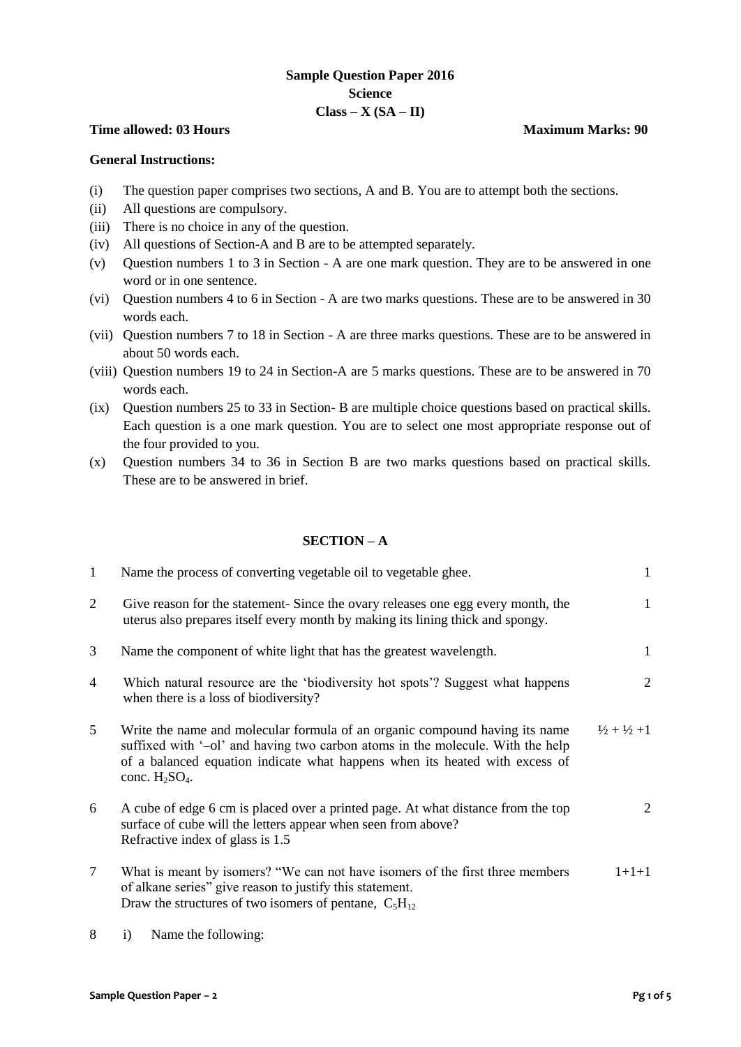**Sample Question Paper 2016**

**Science**

**Class – X (SA – II)**

**Time allowed: 03 Hours** **Maximum Marks: 90**

**General Instructions:**

(i) The question paper comprises two sections, A and B. You are to attempt both the sections.

(ii) All questions are compulsory.

(iii) There is no choice in any of the question.

(iv) All questions of Section-A and B are to be attempted separately.

(v) Question numbers 1 to 3 in Section - A are one mark question. They are to be answered in one word or in one sentence.

(vi) Question numbers 4 to 6 in Section - A are two marks questions. These are to be answered in 30 words each.

(vii) Question numbers 7 to 18 in Section - A are three marks questions. These are to be answered in about 50 words each.

(viii) Question numbers 19 to 24 in Section-A are 5 marks questions. These are to be answered in 70 words each.

(ix) Question numbers 25 to 33 in Section- B are multiple choice questions based on practical skills. Each question is a one mark question. You are to select one most appropriate response out of the four provided to you.

(x) Question numbers 34 to 36 in Section B are two marks questions based on practical skills. These are to be answered in brief.

## SECTION – A

| | | |
|---|---|---|
| 1 | Name the process of converting vegetable oil to vegetable ghee. | 1 |
| 2 | Give reason for the statement- Since the ovary releases one egg every month, the uterus also prepares itself every month by making its lining thick and spongy. | 1 |
| 3 | Name the component of white light that has the greatest wavelength. | 1 |
| 4 | Which natural resource are the 'biodiversity hot spots'? Suggest what happens when there is a loss of biodiversity? | 2 |
| 5 | Write the name and molecular formula of an organic compound having its name suffixed with '–ol' and having two carbon atoms in the molecule. With the help of a balanced equation indicate what happens when its heated with excess of conc. $H_2SO_4$. | ½ + ½ +1 |
| 6 | A cube of edge 6 cm is placed over a printed page. At what distance from the top surface of cube will the letters appear when seen from above? Refractive index of glass is 1.5 | 2 |
| 7 | What is meant by isomers? "We can not have isomers of the first three members of alkane series" give reason to justify this statement. Draw the structures of two isomers of pentane, $C_5H_{12}$ | 1+1+1 |
| 8 | i) Name the following: | |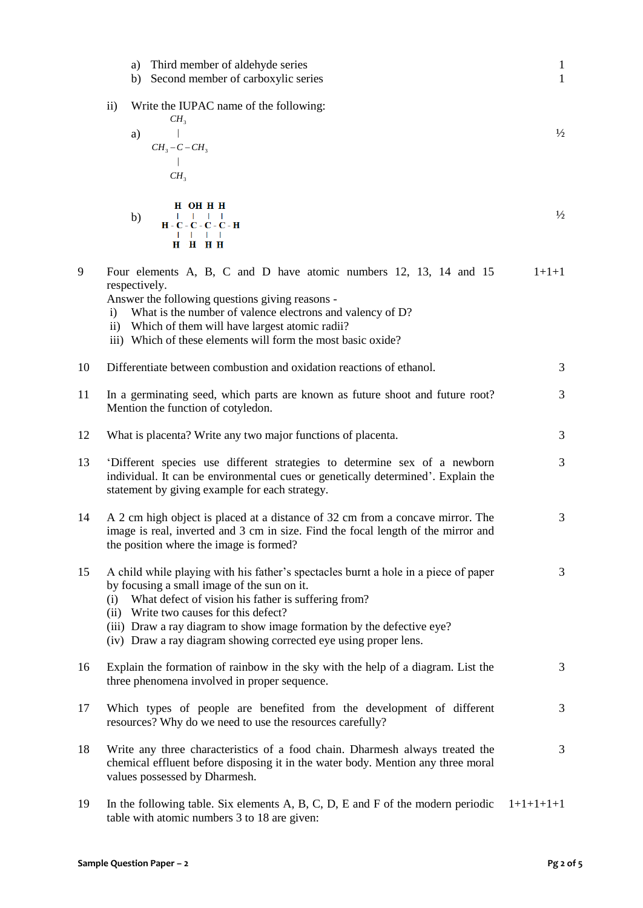a) Third member of aldehyde series — 1

b) Second member of carboxylic series — 1

ii) Write the IUPAC name of the following:

a) — ½

```
      CH3
       |
CH3 – C – CH3
       |
      CH3
```

b) — ½

```
    H  OH  H  H
    |   |   |  |
H - C - C - C - C - H
    |   |   |  |
    H   H   H  H
```

**9** Four elements A, B, C and D have atomic numbers 12, 13, 14 and 15 respectively. — 1+1+1

Answer the following questions giving reasons -

i) What is the number of valence electrons and valency of D?

ii) Which of them will have largest atomic radii?

iii) Which of these elements will form the most basic oxide?

**10** Differentiate between combustion and oxidation reactions of ethanol. — 3

**11** In a germinating seed, which parts are known as future shoot and future root? Mention the function of cotyledon. — 3

**12** What is placenta? Write any two major functions of placenta. — 3

**13** 'Different species use different strategies to determine sex of a newborn individual. It can be environmental cues or genetically determined'. Explain the statement by giving example for each strategy. — 3

**14** A 2 cm high object is placed at a distance of 32 cm from a concave mirror. The image is real, inverted and 3 cm in size. Find the focal length of the mirror and the position where the image is formed? — 3

**15** A child while playing with his father's spectacles burnt a hole in a piece of paper by focusing a small image of the sun on it. — 3

(i) What defect of vision his father is suffering from?

(ii) Write two causes for this defect?

(iii) Draw a ray diagram to show image formation by the defective eye?

(iv) Draw a ray diagram showing corrected eye using proper lens.

**16** Explain the formation of rainbow in the sky with the help of a diagram. List the three phenomena involved in proper sequence. — 3

**17** Which types of people are benefited from the development of different resources? Why do we need to use the resources carefully? — 3

**18** Write any three characteristics of a food chain. Dharmesh always treated the chemical effluent before disposing it in the water body. Mention any three moral values possessed by Dharmesh. — 3

**19** In the following table. Six elements A, B, C, D, E and F of the modern periodic table with atomic numbers 3 to 18 are given: — 1+1+1+1+1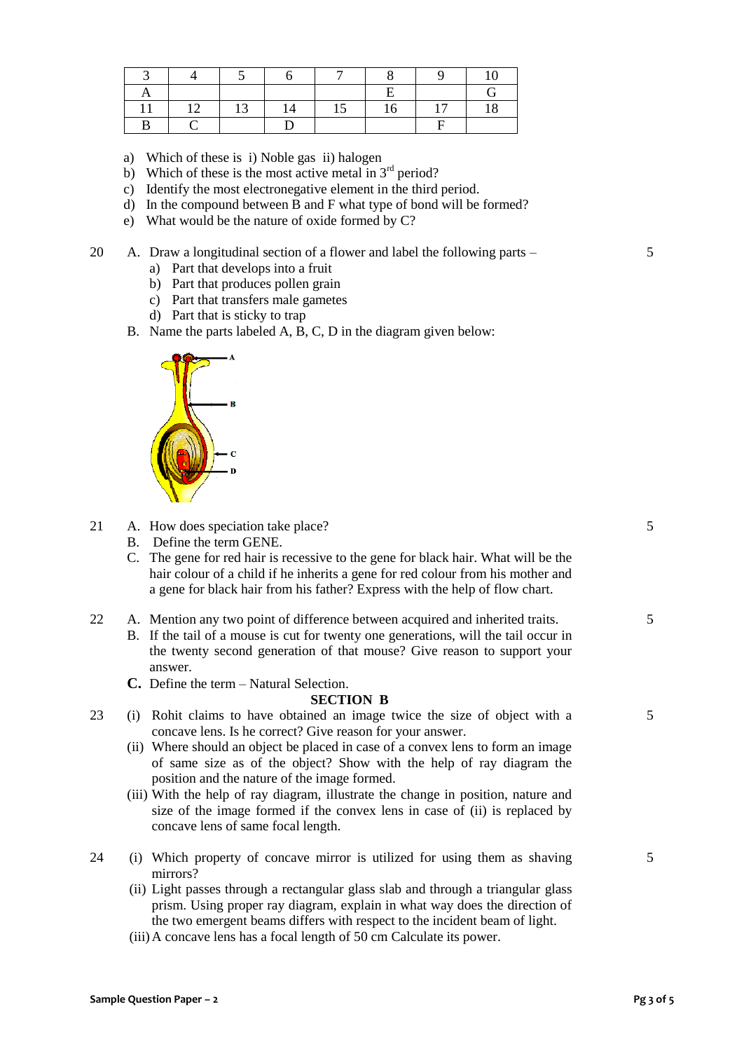| 3 | 4 | 5 | 6 | 7 | 8 | 9 | 10 |
|---|---|---|---|---|---|---|---|
| A | | | | | E | | G |
| 11 | 12 | 13 | 14 | 15 | 16 | 17 | 18 |
| B | C | | D | | | F | |

a) Which of these is i) Noble gas ii) halogen
b) Which of these is the most active metal in 3rd period?
c) Identify the most electronegative element in the third period.
d) In the compound between B and F what type of bond will be formed?
e) What would be the nature of oxide formed by C?

20 A. Draw a longitudinal section of a flower and label the following parts – **5**

a) Part that develops into a fruit
b) Part that produces pollen grain
c) Part that transfers male gametes
d) Part that is sticky to trap

B. Name the parts labeled A, B, C, D in the diagram given below:

21 A. How does speciation take place? **5**

B. Define the term GENE.

C. The gene for red hair is recessive to the gene for black hair. What will be the hair colour of a child if he inherits a gene for red colour from his mother and a gene for black hair from his father? Express with the help of flow chart.

22 A. Mention any two point of difference between acquired and inherited traits. **5**

B. If the tail of a mouse is cut for twenty one generations, will the tail occur in the twenty second generation of that mouse? Give reason to support your answer.

**C.** Define the term – Natural Selection.

## SECTION B

23 (i) Rohit claims to have obtained an image twice the size of object with a concave lens. Is he correct? Give reason for your answer. **5**

(ii) Where should an object be placed in case of a convex lens to form an image of same size as of the object? Show with the help of ray diagram the position and the nature of the image formed.

(iii) With the help of ray diagram, illustrate the change in position, nature and size of the image formed if the convex lens in case of (ii) is replaced by concave lens of same focal length.

24 (i) Which property of concave mirror is utilized for using them as shaving mirrors? **5**

(ii) Light passes through a rectangular glass slab and through a triangular glass prism. Using proper ray diagram, explain in what way does the direction of the two emergent beams differs with respect to the incident beam of light.

(iii) A concave lens has a focal length of 50 cm Calculate its power.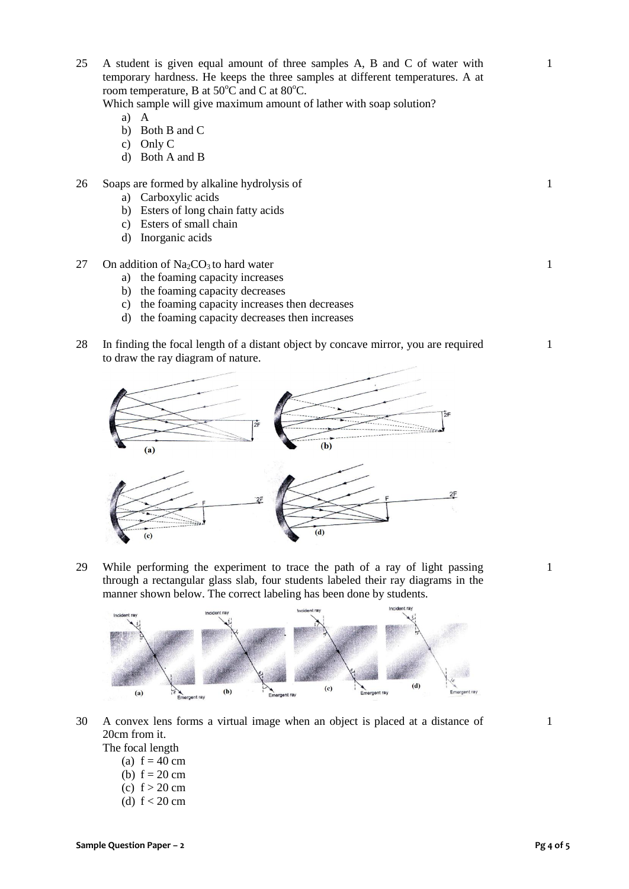25 A student is given equal amount of three samples A, B and C of water with temporary hardness. He keeps the three samples at different temperatures. A at room temperature, B at 50°C and C at 80°C. **1**

Which sample will give maximum amount of lather with soap solution?

a) A
b) Both B and C
c) Only C
d) Both A and B

26 Soaps are formed by alkaline hydrolysis of **1**

a) Carboxylic acids
b) Esters of long chain fatty acids
c) Esters of small chain
d) Inorganic acids

27 On addition of $Na_2CO_3$ to hard water **1**

a) the foaming capacity increases
b) the foaming capacity decreases
c) the foaming capacity increases then decreases
d) the foaming capacity decreases then increases

28 In finding the focal length of a distant object by concave mirror, you are required to draw the ray diagram of nature. **1**

(a) (b) (c) (d)

29 While performing the experiment to trace the path of a ray of light passing through a rectangular glass slab, four students labeled their ray diagrams in the manner shown below. The correct labeling has been done by students. **1**

(a) (b) (c) (d)

30 A convex lens forms a virtual image when an object is placed at a distance of 20cm from it. **1**

The focal length

(a) f = 40 cm
(b) f = 20 cm
(c) f > 20 cm
(d) f < 20 cm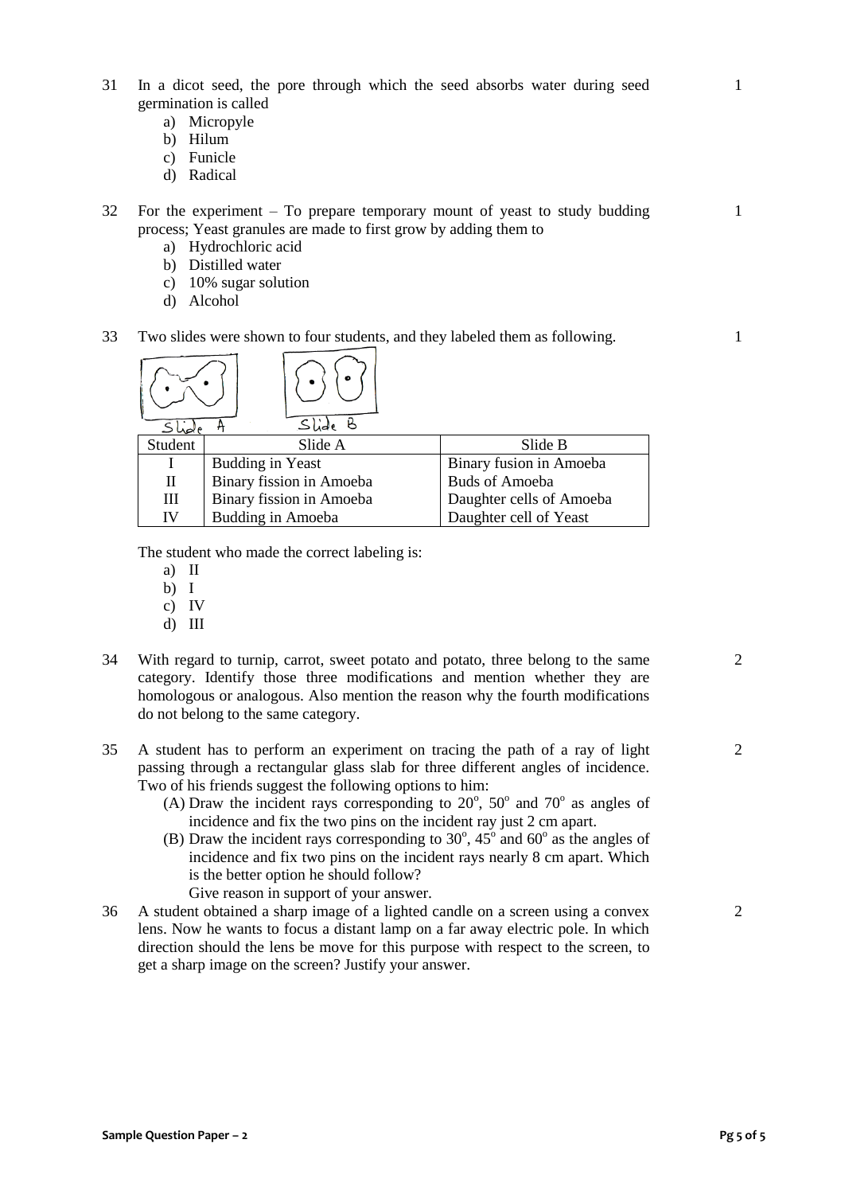31 In a dicot seed, the pore through which the seed absorbs water during seed germination is called 1

a) Micropyle
b) Hilum
c) Funicle
d) Radical

32 For the experiment – To prepare temporary mount of yeast to study budding process; Yeast granules are made to first grow by adding them to 1

a) Hydrochloric acid
b) Distilled water
c) 10% sugar solution
d) Alcohol

33 Two slides were shown to four students, and they labeled them as following. 1

Slide A

Slide B

| Student | Slide A | Slide B |
|---|---|---|
| I | Budding in Yeast | Binary fusion in Amoeba |
| II | Binary fission in Amoeba | Buds of Amoeba |
| III | Binary fission in Amoeba | Daughter cells of Amoeba |
| IV | Budding in Amoeba | Daughter cell of Yeast |

The student who made the correct labeling is:

a) II
b) I
c) IV
d) III

34 With regard to turnip, carrot, sweet potato and potato, three belong to the same category. Identify those three modifications and mention whether they are homologous or analogous. Also mention the reason why the fourth modifications do not belong to the same category. 2

35 A student has to perform an experiment on tracing the path of a ray of light passing through a rectangular glass slab for three different angles of incidence. Two of his friends suggest the following options to him: 2

(A) Draw the incident rays corresponding to $20^o$, $50^o$ and $70^o$ as angles of incidence and fix the two pins on the incident ray just 2 cm apart.

(B) Draw the incident rays corresponding to $30^o$, $45^o$ and $60^o$ as the angles of incidence and fix two pins on the incident rays nearly 8 cm apart. Which is the better option he should follow?

Give reason in support of your answer.

36 A student obtained a sharp image of a lighted candle on a screen using a convex lens. Now he wants to focus a distant lamp on a far away electric pole. In which direction should the lens be move for this purpose with respect to the screen, to get a sharp image on the screen? Justify your answer. 2